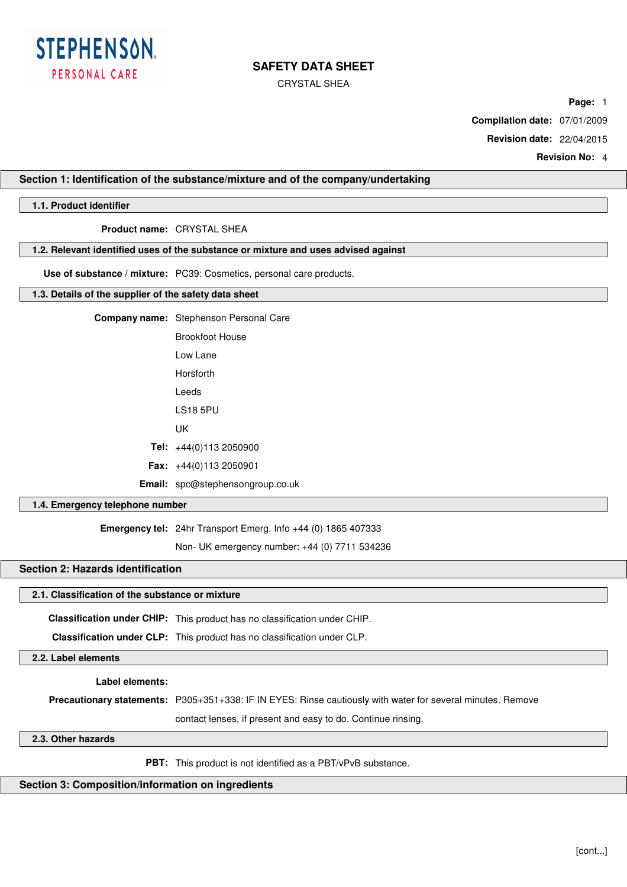STEPHENSON PERSONAL CARE

# SAFETY DATA SHEET

CRYSTAL SHEA

**Compilation date:** 07/01/2009

**Revision date:** 22/04/2015

**Revision No:** 4

## Section 1: Identification of the substance/mixture and of the company/undertaking

### 1.1. Product identifier

**Product name:** CRYSTAL SHEA

### 1.2. Relevant identified uses of the substance or mixture and uses advised against

**Use of substance / mixture:** PC39: Cosmetics, personal care products.

### 1.3. Details of the supplier of the safety data sheet

**Company name:** Stephenson Personal Care
Brookfoot House
Low Lane
Horsforth
Leeds
LS18 5PU
UK

**Tel:** +44(0)113 2050900

**Fax:** +44(0)113 2050901

**Email:** spc@stephensongroup.co.uk

### 1.4. Emergency telephone number

**Emergency tel:** 24hr Transport Emerg. Info +44 (0) 1865 407333
Non- UK emergency number: +44 (0) 7711 534236

## Section 2: Hazards identification

### 2.1. Classification of the substance or mixture

**Classification under CHIP:** This product has no classification under CHIP.

**Classification under CLP:** This product has no classification under CLP.

### 2.2. Label elements

**Label elements:**

**Precautionary statements:** P305+351+338: IF IN EYES: Rinse cautiously with water for several minutes. Remove contact lenses, if present and easy to do. Continue rinsing.

### 2.3. Other hazards

**PBT:** This product is not identified as a PBT/vPvB substance.

## Section 3: Composition/information on ingredients

[cont...]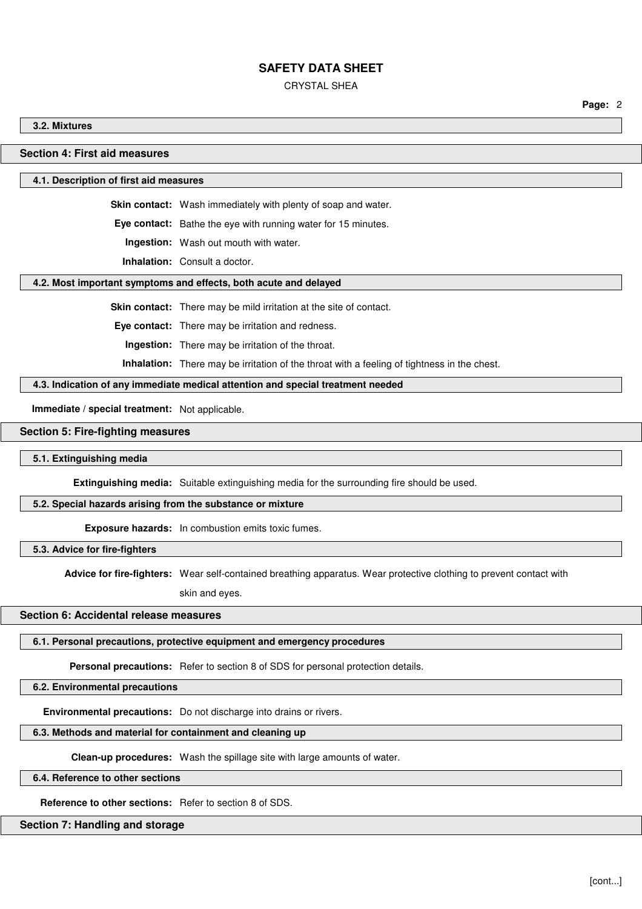### 3.2. Mixtures

## Section 4: First aid measures

### 4.1. Description of first aid measures

**Skin contact:** Wash immediately with plenty of soap and water.

**Eye contact:** Bathe the eye with running water for 15 minutes.

**Ingestion:** Wash out mouth with water.

**Inhalation:** Consult a doctor.

### 4.2. Most important symptoms and effects, both acute and delayed

**Skin contact:** There may be mild irritation at the site of contact.

**Eye contact:** There may be irritation and redness.

**Ingestion:** There may be irritation of the throat.

**Inhalation:** There may be irritation of the throat with a feeling of tightness in the chest.

### 4.3. Indication of any immediate medical attention and special treatment needed

**Immediate / special treatment:** Not applicable.

## Section 5: Fire-fighting measures

### 5.1. Extinguishing media

**Extinguishing media:** Suitable extinguishing media for the surrounding fire should be used.

### 5.2. Special hazards arising from the substance or mixture

**Exposure hazards:** In combustion emits toxic fumes.

### 5.3. Advice for fire-fighters

**Advice for fire-fighters:** Wear self-contained breathing apparatus. Wear protective clothing to prevent contact with skin and eyes.

## Section 6: Accidental release measures

### 6.1. Personal precautions, protective equipment and emergency procedures

**Personal precautions:** Refer to section 8 of SDS for personal protection details.

### 6.2. Environmental precautions

**Environmental precautions:** Do not discharge into drains or rivers.

### 6.3. Methods and material for containment and cleaning up

**Clean-up procedures:** Wash the spillage site with large amounts of water.

### 6.4. Reference to other sections

**Reference to other sections:** Refer to section 8 of SDS.

## Section 7: Handling and storage

[cont...]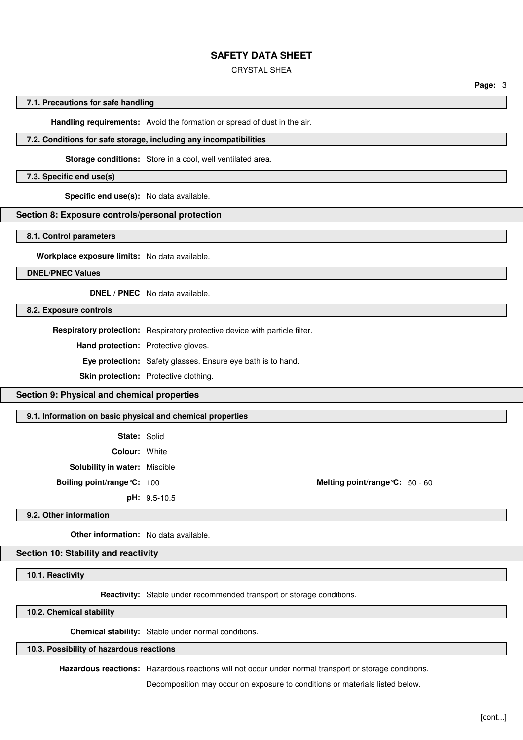### 7.1. Precautions for safe handling

**Handling requirements:** Avoid the formation or spread of dust in the air.

### 7.2. Conditions for safe storage, including any incompatibilities

**Storage conditions:** Store in a cool, well ventilated area.

### 7.3. Specific end use(s)

**Specific end use(s):** No data available.

## Section 8: Exposure controls/personal protection

### 8.1. Control parameters

**Workplace exposure limits:** No data available.

### DNEL/PNEC Values

**DNEL / PNEC** No data available.

### 8.2. Exposure controls

**Respiratory protection:** Respiratory protective device with particle filter.

**Hand protection:** Protective gloves.

**Eye protection:** Safety glasses. Ensure eye bath is to hand.

**Skin protection:** Protective clothing.

## Section 9: Physical and chemical properties

### 9.1. Information on basic physical and chemical properties

**State:** Solid

**Colour:** White

**Solubility in water:** Miscible

**Boiling point/range°C:** 100

**Melting point/range°C:** 50 - 60

**pH:** 9.5-10.5

### 9.2. Other information

**Other information:** No data available.

## Section 10: Stability and reactivity

### 10.1. Reactivity

**Reactivity:** Stable under recommended transport or storage conditions.

### 10.2. Chemical stability

**Chemical stability:** Stable under normal conditions.

### 10.3. Possibility of hazardous reactions

**Hazardous reactions:** Hazardous reactions will not occur under normal transport or storage conditions.

Decomposition may occur on exposure to conditions or materials listed below.

[cont...]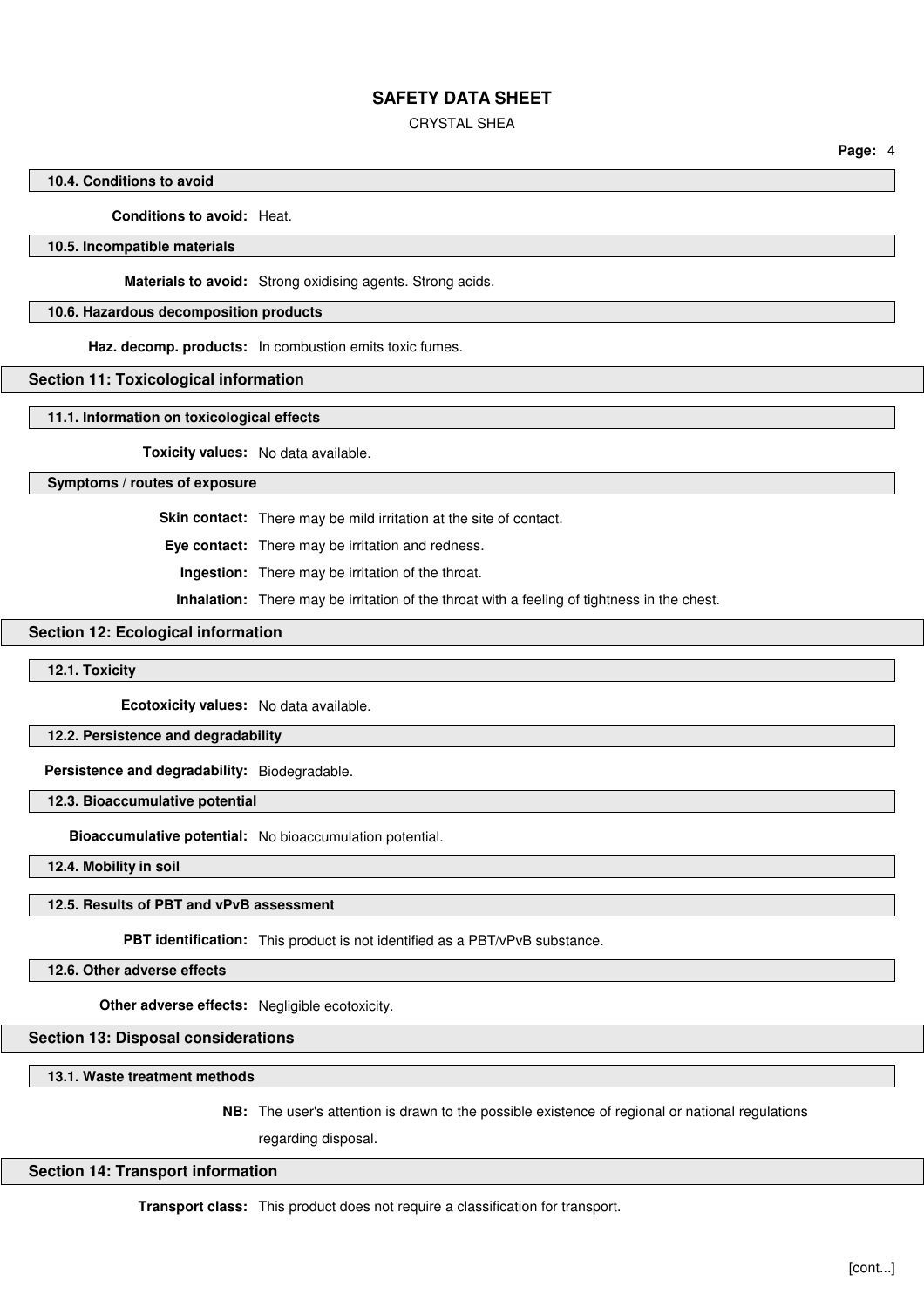### 10.4. Conditions to avoid

**Conditions to avoid:** Heat.

### 10.5. Incompatible materials

**Materials to avoid:** Strong oxidising agents. Strong acids.

### 10.6. Hazardous decomposition products

**Haz. decomp. products:** In combustion emits toxic fumes.

## Section 11: Toxicological information

### 11.1. Information on toxicological effects

**Toxicity values:** No data available.

### Symptoms / routes of exposure

**Skin contact:** There may be mild irritation at the site of contact.

**Eye contact:** There may be irritation and redness.

**Ingestion:** There may be irritation of the throat.

**Inhalation:** There may be irritation of the throat with a feeling of tightness in the chest.

## Section 12: Ecological information

### 12.1. Toxicity

**Ecotoxicity values:** No data available.

### 12.2. Persistence and degradability

**Persistence and degradability:** Biodegradable.

### 12.3. Bioaccumulative potential

**Bioaccumulative potential:** No bioaccumulation potential.

### 12.4. Mobility in soil

### 12.5. Results of PBT and vPvB assessment

**PBT identification:** This product is not identified as a PBT/vPvB substance.

### 12.6. Other adverse effects

**Other adverse effects:** Negligible ecotoxicity.

## Section 13: Disposal considerations

### 13.1. Waste treatment methods

**NB:** The user's attention is drawn to the possible existence of regional or national regulations regarding disposal.

## Section 14: Transport information

**Transport class:** This product does not require a classification for transport.

[cont...]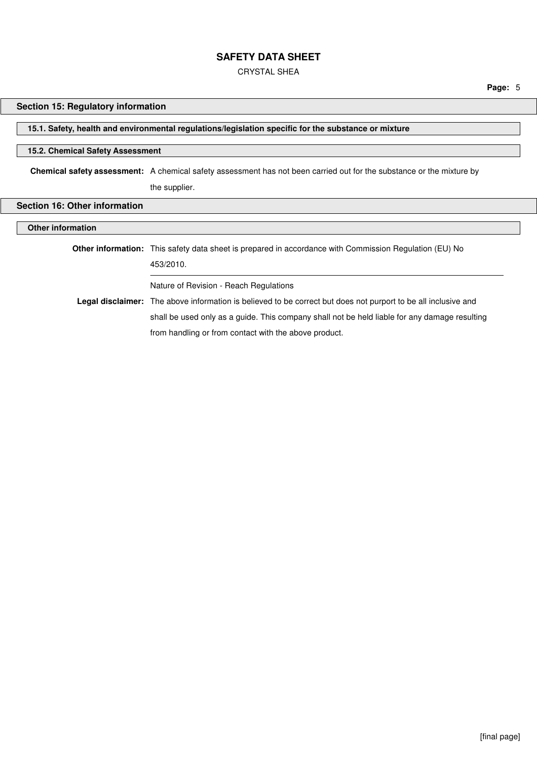## Section 15: Regulatory information

### 15.1. Safety, health and environmental regulations/legislation specific for the substance or mixture

### 15.2. Chemical Safety Assessment

**Chemical safety assessment:** A chemical safety assessment has not been carried out for the substance or the mixture by the supplier.

## Section 16: Other information

### Other information

**Other information:** This safety data sheet is prepared in accordance with Commission Regulation (EU) No 453/2010.

---

Nature of Revision - Reach Regulations

**Legal disclaimer:** The above information is believed to be correct but does not purport to be all inclusive and shall be used only as a guide. This company shall not be held liable for any damage resulting from handling or from contact with the above product.

[final page]